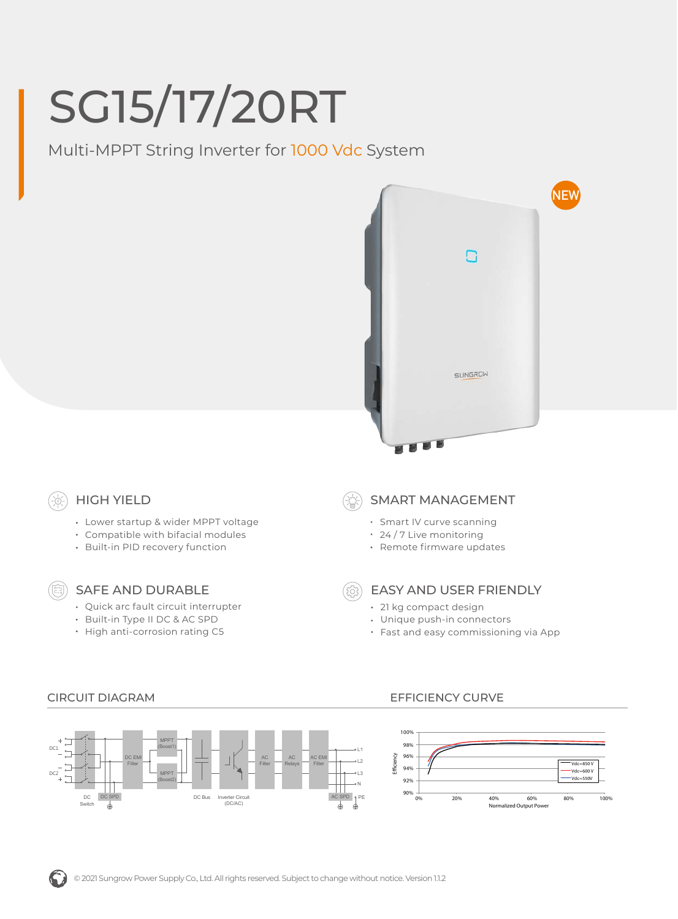# SG15/17/20RT

Multi-MPPT String Inverter for 1000 Vdc System

NEW

## HIGH YIELD

- Lower startup & wider MPPT voltage
- Compatible with bifacial modules
- Built-in PID recovery function

## SMART MANAGEMENT

- Smart IV curve scanning
- 24 / 7 Live monitoring
- Remote firmware updates

## SAFE AND DURABLE

- Quick arc fault circuit interrupter
- Built-in Type II DC & AC SPD
- High anti-corrosion rating C5

## EASY AND USER FRIENDLY

- 21 kg compact design
- Unique push-in connectors
- Fast and easy commissioning via App

## CIRCUIT DIAGRAM

DC1
DC2
DC Switch
DC SPD
DC EMI Filter
MPPT (Boost1)
MPPT (Boost2)
DC Bus
Inverter Circuit (DC/AC)
AC Filter
AC Relays
AC EMI Filter
AC SPD
L1
L2
L3
N
PE

## EFFICIENCY CURVE

100%
98%
96%
94%
92%
90%
Efficiency
0%
20%
40%
60%
80%
100%
Normalized Output Power
Vdc=850 V
Vdc=600 V
Vdc=550V

© 2021 Sungrow Power Supply Co., Ltd. All rights reserved. Subject to change without notice. Version 1.1.2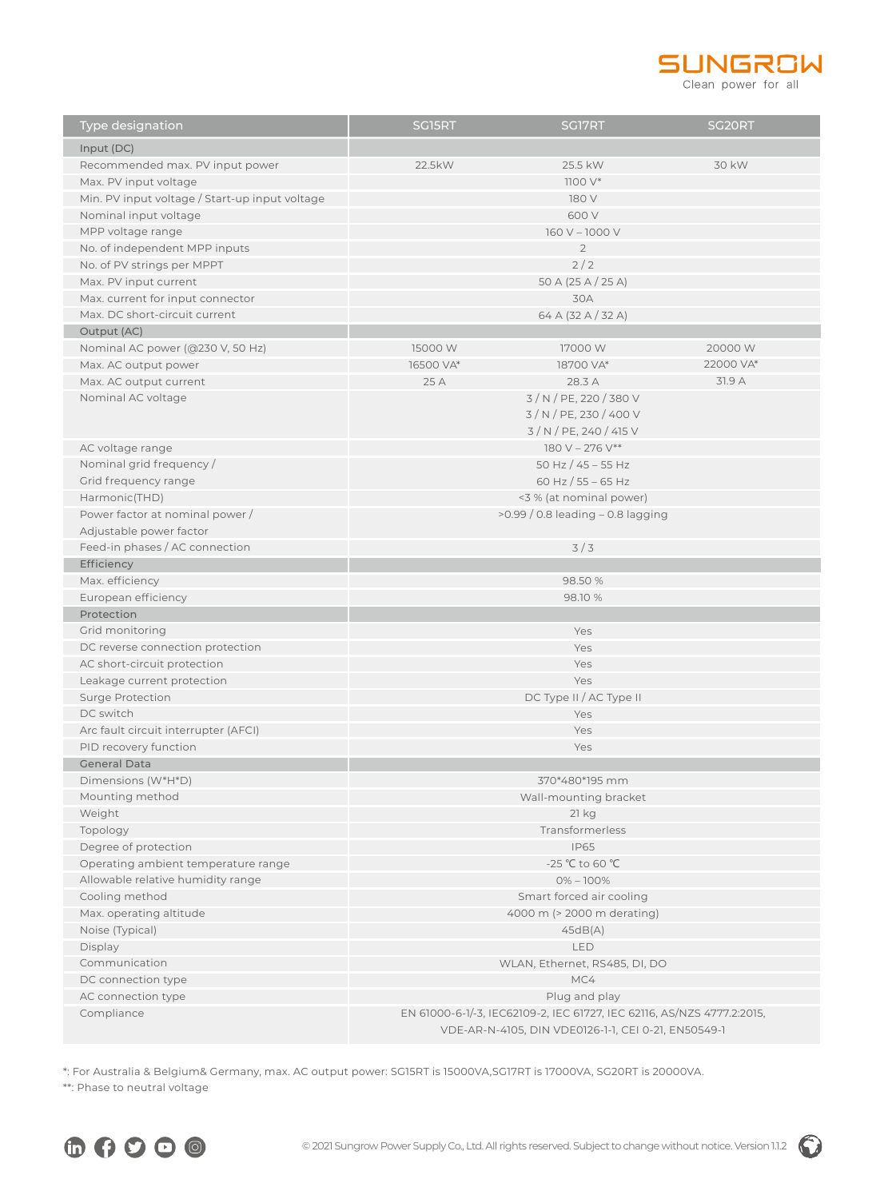| Type designation | SG15RT | SG17RT | SG20RT |
| --- | --- | --- | --- |
| **Input (DC)** | | | |
| Recommended max. PV input power | 22.5kW | 25.5 kW | 30 kW |
| Max. PV input voltage | | 1100 V* | |
| Min. PV input voltage / Start-up input voltage | | 180 V | |
| Nominal input voltage | | 600 V | |
| MPP voltage range | | 160 V – 1000 V | |
| No. of independent MPP inputs | | 2 | |
| No. of PV strings per MPPT | | 2 / 2 | |
| Max. PV input current | | 50 A (25 A / 25 A) | |
| Max. current for input connector | | 30A | |
| Max. DC short-circuit current | | 64 A (32 A / 32 A) | |
| **Output (AC)** | | | |
| Nominal AC power (@230 V, 50 Hz) | 15000 W | 17000 W | 20000 W |
| Max. AC output power | 16500 VA* | 18700 VA* | 22000 VA* |
| Max. AC output current | 25 A | 28.3 A | 31.9 A |
| Nominal AC voltage | | 3 / N / PE, 220 / 380 V<br>3 / N / PE, 230 / 400 V<br>3 / N / PE, 240 / 415 V | |
| AC voltage range | | 180 V – 276 V** | |
| Nominal grid frequency / Grid frequency range | | 50 Hz / 45 – 55 Hz<br>60 Hz / 55 – 65 Hz | |
| Harmonic(THD) | | <3 % (at nominal power) | |
| Power factor at nominal power / Adjustable power factor | | >0.99 / 0.8 leading – 0.8 lagging | |
| Feed-in phases / AC connection | | 3 / 3 | |
| **Efficiency** | | | |
| Max. efficiency | | 98.50 % | |
| European efficiency | | 98.10 % | |
| **Protection** | | | |
| Grid monitoring | | Yes | |
| DC reverse connection protection | | Yes | |
| AC short-circuit protection | | Yes | |
| Leakage current protection | | Yes | |
| Surge Protection | | DC Type II / AC Type II | |
| DC switch | | Yes | |
| Arc fault circuit interrupter (AFCI) | | Yes | |
| PID recovery function | | Yes | |
| **General Data** | | | |
| Dimensions (W*H*D) | | 370*480*195 mm | |
| Mounting method | | Wall-mounting bracket | |
| Weight | | 21 kg | |
| Topology | | Transformerless | |
| Degree of protection | | IP65 | |
| Operating ambient temperature range | | -25 ℃ to 60 ℃ | |
| Allowable relative humidity range | | 0% – 100% | |
| Cooling method | | Smart forced air cooling | |
| Max. operating altitude | | 4000 m (> 2000 m derating) | |
| Noise (Typical) | | 45dB(A) | |
| Display | | LED | |
| Communication | | WLAN, Ethernet, RS485, DI, DO | |
| DC connection type | | MC4 | |
| AC connection type | | Plug and play | |
| Compliance | | EN 61000-6-1/-3, IEC62109-2, IEC 61727, IEC 62116, AS/NZS 4777.2:2015, VDE-AR-N-4105, DIN VDE0126-1-1, CEI 0-21, EN50549-1 | |

*: For Australia & Belgium& Germany, max. AC output power: SG15RT is 15000VA,SG17RT is 17000VA, SG20RT is 20000VA.

**: Phase to neutral voltage

© 2021 Sungrow Power Supply Co., Ltd. All rights reserved. Subject to change without notice. Version 1.1.2